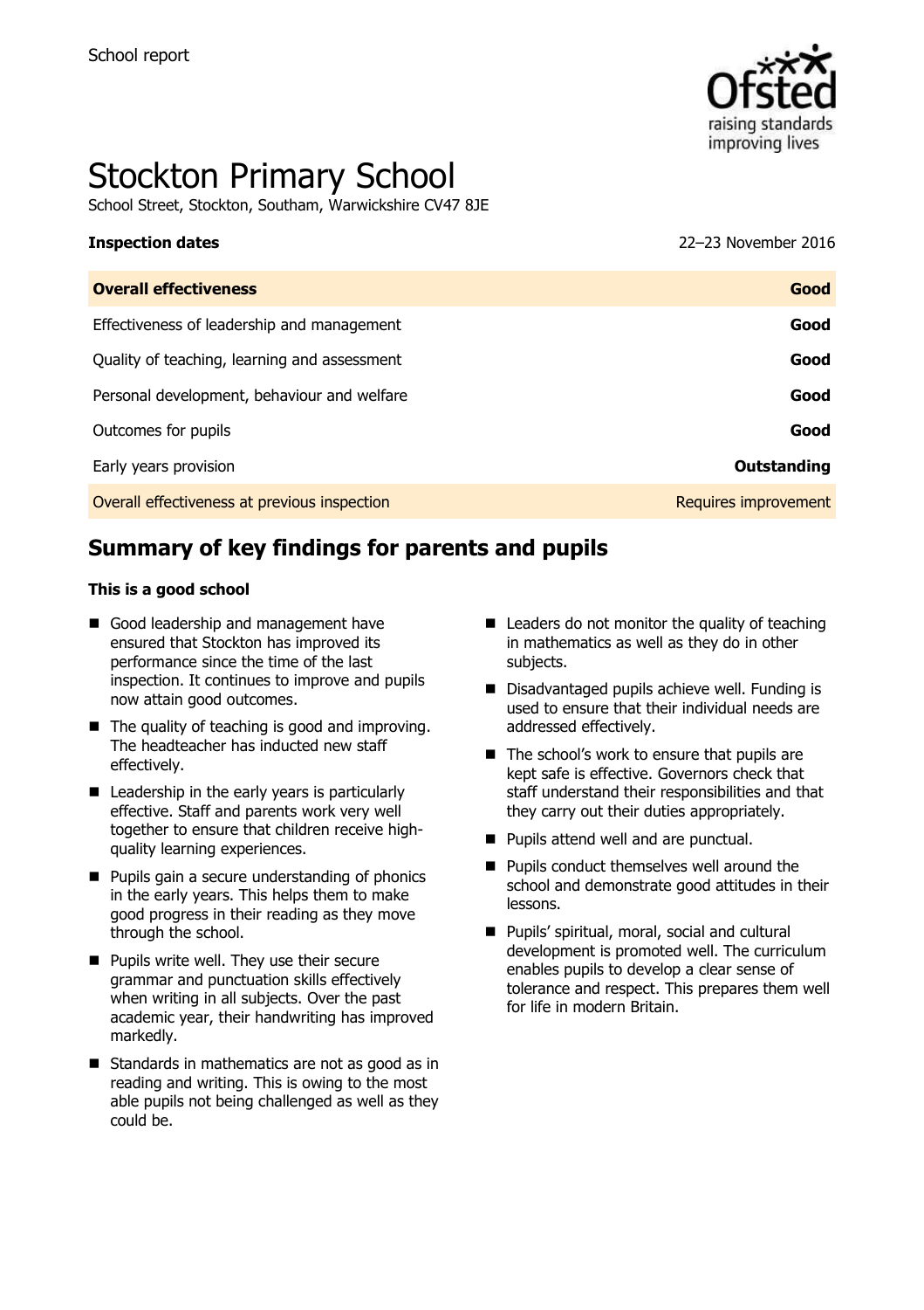School report

# Stockton Primary School

School Street, Stockton, Southam, Warwickshire CV47 8JE

| **Inspection dates** | 22–23 November 2016 |
| --- | --- |
| **Overall effectiveness** | **Good** |
| Effectiveness of leadership and management | **Good** |
| Quality of teaching, learning and assessment | **Good** |
| Personal development, behaviour and welfare | **Good** |
| Outcomes for pupils | **Good** |
| Early years provision | **Outstanding** |
| Overall effectiveness at previous inspection | Requires improvement |

## Summary of key findings for parents and pupils

**This is a good school**

- Good leadership and management have ensured that Stockton has improved its performance since the time of the last inspection. It continues to improve and pupils now attain good outcomes.
- The quality of teaching is good and improving. The headteacher has inducted new staff effectively.
- Leadership in the early years is particularly effective. Staff and parents work very well together to ensure that children receive high-quality learning experiences.
- Pupils gain a secure understanding of phonics in the early years. This helps them to make good progress in their reading as they move through the school.
- Pupils write well. They use their secure grammar and punctuation skills effectively when writing in all subjects. Over the past academic year, their handwriting has improved markedly.
- Standards in mathematics are not as good as in reading and writing. This is owing to the most able pupils not being challenged as well as they could be.
- Leaders do not monitor the quality of teaching in mathematics as well as they do in other subjects.
- Disadvantaged pupils achieve well. Funding is used to ensure that their individual needs are addressed effectively.
- The school's work to ensure that pupils are kept safe is effective. Governors check that staff understand their responsibilities and that they carry out their duties appropriately.
- Pupils attend well and are punctual.
- Pupils conduct themselves well around the school and demonstrate good attitudes in their lessons.
- Pupils' spiritual, moral, social and cultural development is promoted well. The curriculum enables pupils to develop a clear sense of tolerance and respect. This prepares them well for life in modern Britain.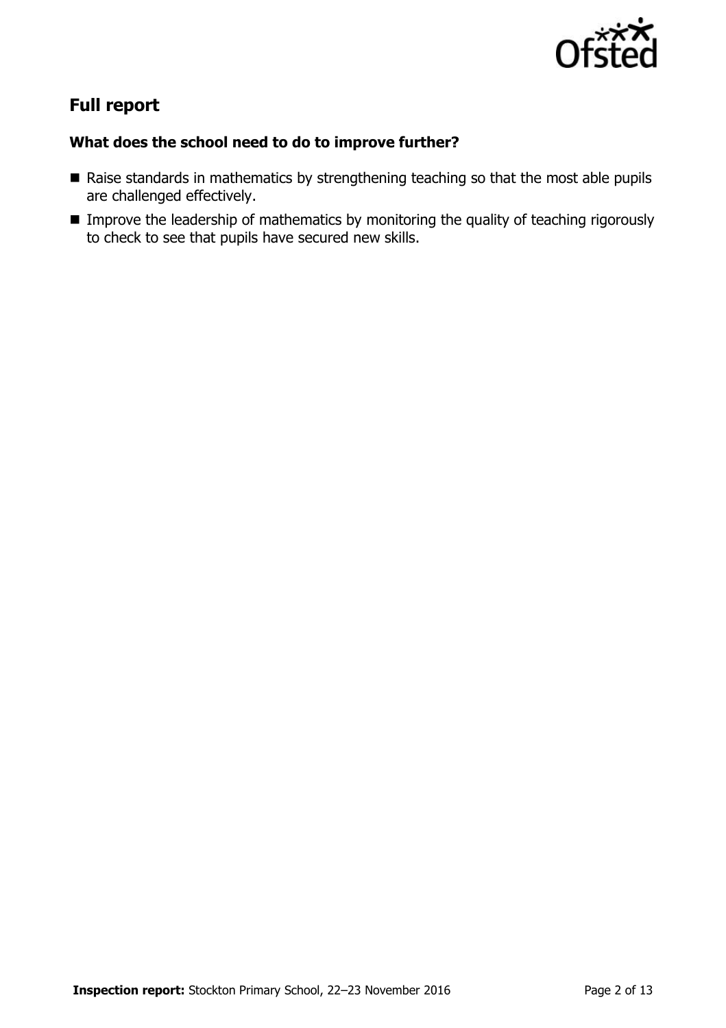## Full report

### What does the school need to do to improve further?

- Raise standards in mathematics by strengthening teaching so that the most able pupils are challenged effectively.
- Improve the leadership of mathematics by monitoring the quality of teaching rigorously to check to see that pupils have secured new skills.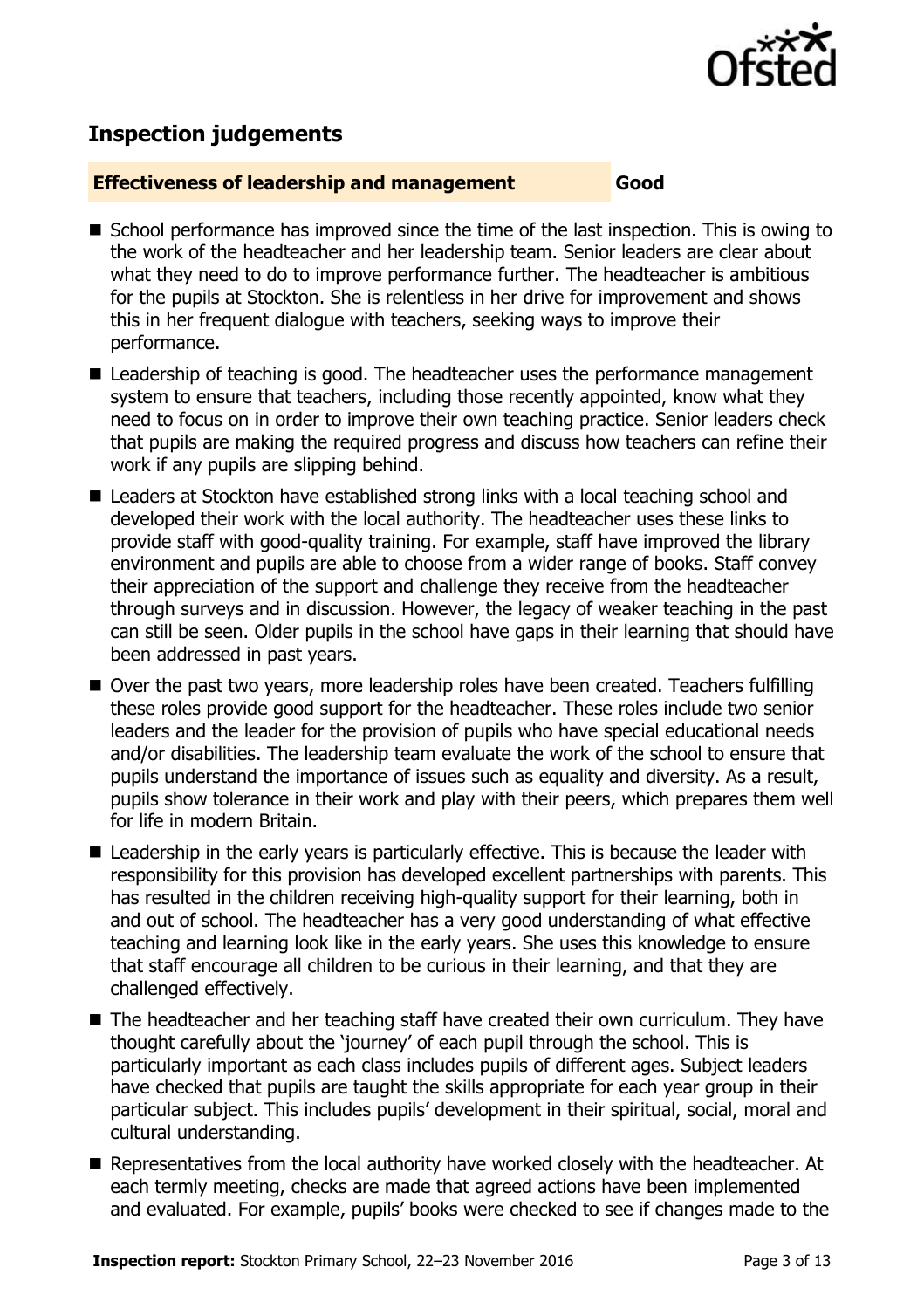## Inspection judgements

**Effectiveness of leadership and management** **Good**

- School performance has improved since the time of the last inspection. This is owing to the work of the headteacher and her leadership team. Senior leaders are clear about what they need to do to improve performance further. The headteacher is ambitious for the pupils at Stockton. She is relentless in her drive for improvement and shows this in her frequent dialogue with teachers, seeking ways to improve their performance.
- Leadership of teaching is good. The headteacher uses the performance management system to ensure that teachers, including those recently appointed, know what they need to focus on in order to improve their own teaching practice. Senior leaders check that pupils are making the required progress and discuss how teachers can refine their work if any pupils are slipping behind.
- Leaders at Stockton have established strong links with a local teaching school and developed their work with the local authority. The headteacher uses these links to provide staff with good-quality training. For example, staff have improved the library environment and pupils are able to choose from a wider range of books. Staff convey their appreciation of the support and challenge they receive from the headteacher through surveys and in discussion. However, the legacy of weaker teaching in the past can still be seen. Older pupils in the school have gaps in their learning that should have been addressed in past years.
- Over the past two years, more leadership roles have been created. Teachers fulfilling these roles provide good support for the headteacher. These roles include two senior leaders and the leader for the provision of pupils who have special educational needs and/or disabilities. The leadership team evaluate the work of the school to ensure that pupils understand the importance of issues such as equality and diversity. As a result, pupils show tolerance in their work and play with their peers, which prepares them well for life in modern Britain.
- Leadership in the early years is particularly effective. This is because the leader with responsibility for this provision has developed excellent partnerships with parents. This has resulted in the children receiving high-quality support for their learning, both in and out of school. The headteacher has a very good understanding of what effective teaching and learning look like in the early years. She uses this knowledge to ensure that staff encourage all children to be curious in their learning, and that they are challenged effectively.
- The headteacher and her teaching staff have created their own curriculum. They have thought carefully about the 'journey' of each pupil through the school. This is particularly important as each class includes pupils of different ages. Subject leaders have checked that pupils are taught the skills appropriate for each year group in their particular subject. This includes pupils' development in their spiritual, social, moral and cultural understanding.
- Representatives from the local authority have worked closely with the headteacher. At each termly meeting, checks are made that agreed actions have been implemented and evaluated. For example, pupils' books were checked to see if changes made to the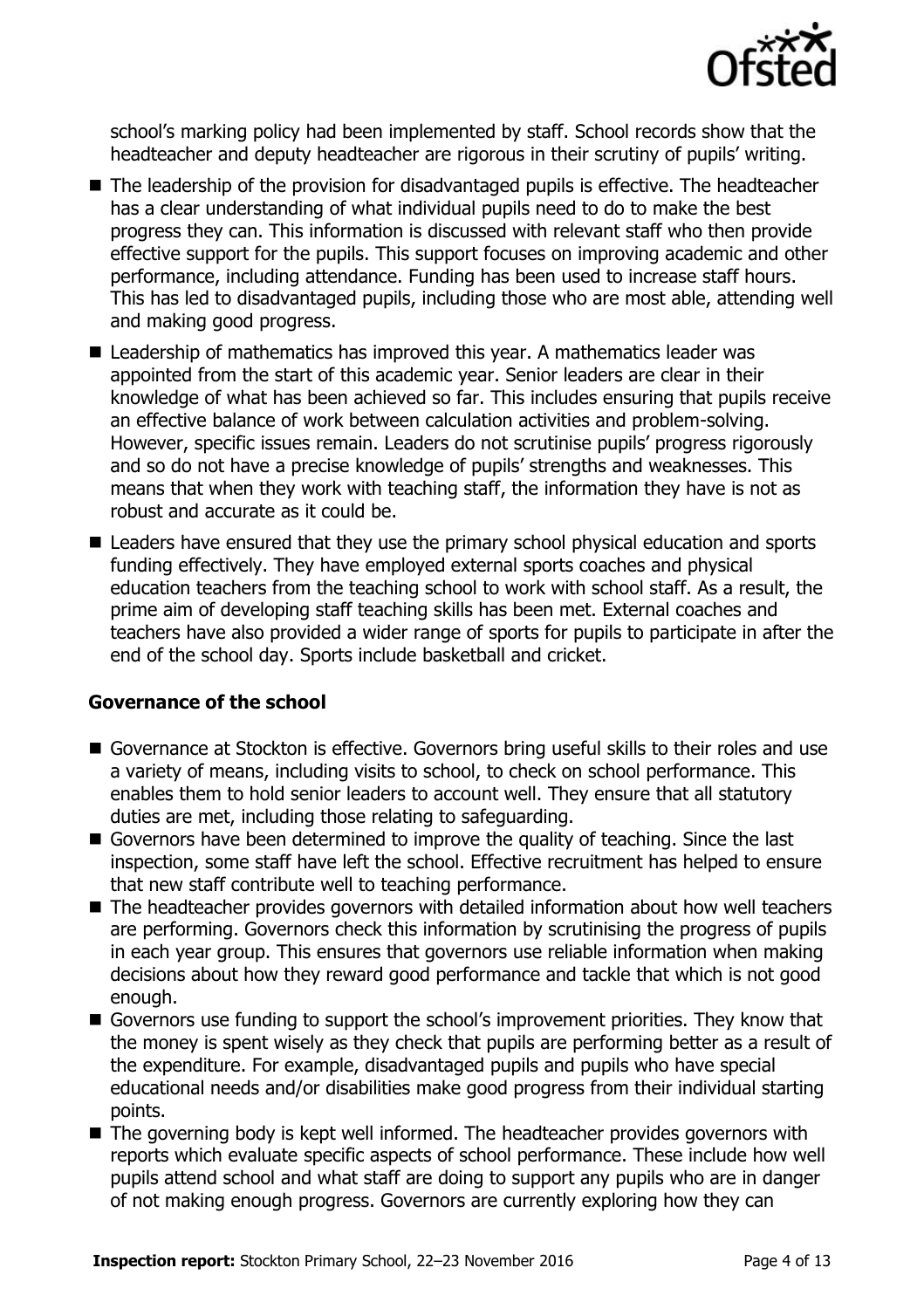school's marking policy had been implemented by staff. School records show that the headteacher and deputy headteacher are rigorous in their scrutiny of pupils' writing.

- The leadership of the provision for disadvantaged pupils is effective. The headteacher has a clear understanding of what individual pupils need to do to make the best progress they can. This information is discussed with relevant staff who then provide effective support for the pupils. This support focuses on improving academic and other performance, including attendance. Funding has been used to increase staff hours. This has led to disadvantaged pupils, including those who are most able, attending well and making good progress.
- Leadership of mathematics has improved this year. A mathematics leader was appointed from the start of this academic year. Senior leaders are clear in their knowledge of what has been achieved so far. This includes ensuring that pupils receive an effective balance of work between calculation activities and problem-solving. However, specific issues remain. Leaders do not scrutinise pupils' progress rigorously and so do not have a precise knowledge of pupils' strengths and weaknesses. This means that when they work with teaching staff, the information they have is not as robust and accurate as it could be.
- Leaders have ensured that they use the primary school physical education and sports funding effectively. They have employed external sports coaches and physical education teachers from the teaching school to work with school staff. As a result, the prime aim of developing staff teaching skills has been met. External coaches and teachers have also provided a wider range of sports for pupils to participate in after the end of the school day. Sports include basketball and cricket.

### Governance of the school

- Governance at Stockton is effective. Governors bring useful skills to their roles and use a variety of means, including visits to school, to check on school performance. This enables them to hold senior leaders to account well. They ensure that all statutory duties are met, including those relating to safeguarding.
- Governors have been determined to improve the quality of teaching. Since the last inspection, some staff have left the school. Effective recruitment has helped to ensure that new staff contribute well to teaching performance.
- The headteacher provides governors with detailed information about how well teachers are performing. Governors check this information by scrutinising the progress of pupils in each year group. This ensures that governors use reliable information when making decisions about how they reward good performance and tackle that which is not good enough.
- Governors use funding to support the school's improvement priorities. They know that the money is spent wisely as they check that pupils are performing better as a result of the expenditure. For example, disadvantaged pupils and pupils who have special educational needs and/or disabilities make good progress from their individual starting points.
- The governing body is kept well informed. The headteacher provides governors with reports which evaluate specific aspects of school performance. These include how well pupils attend school and what staff are doing to support any pupils who are in danger of not making enough progress. Governors are currently exploring how they can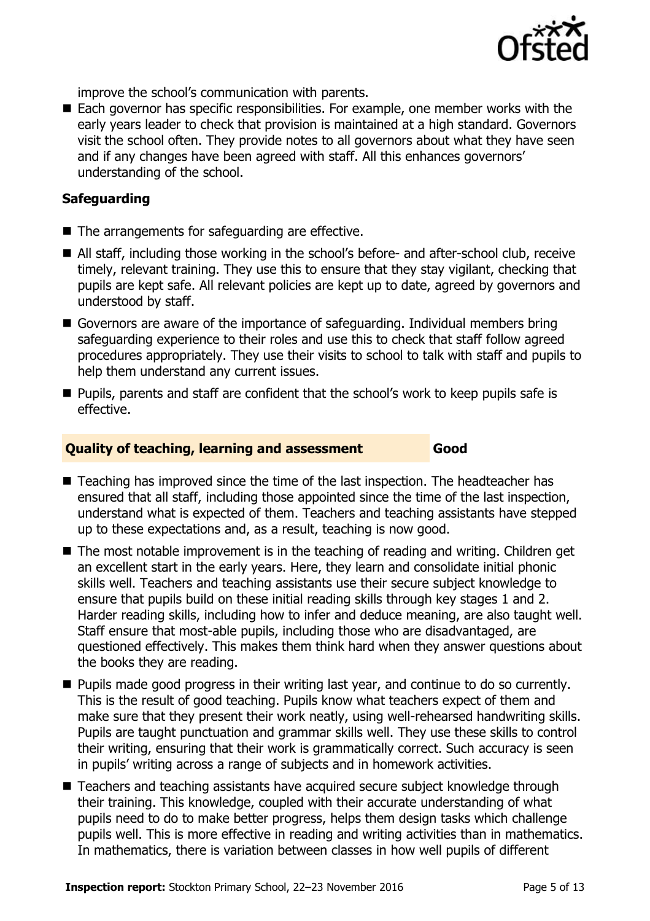improve the school's communication with parents.

- Each governor has specific responsibilities. For example, one member works with the early years leader to check that provision is maintained at a high standard. Governors visit the school often. They provide notes to all governors about what they have seen and if any changes have been agreed with staff. All this enhances governors' understanding of the school.

### Safeguarding

- The arrangements for safeguarding are effective.
- All staff, including those working in the school's before- and after-school club, receive timely, relevant training. They use this to ensure that they stay vigilant, checking that pupils are kept safe. All relevant policies are kept up to date, agreed by governors and understood by staff.
- Governors are aware of the importance of safeguarding. Individual members bring safeguarding experience to their roles and use this to check that staff follow agreed procedures appropriately. They use their visits to school to talk with staff and pupils to help them understand any current issues.
- Pupils, parents and staff are confident that the school's work to keep pupils safe is effective.

## Quality of teaching, learning and assessment — Good

- Teaching has improved since the time of the last inspection. The headteacher has ensured that all staff, including those appointed since the time of the last inspection, understand what is expected of them. Teachers and teaching assistants have stepped up to these expectations and, as a result, teaching is now good.
- The most notable improvement is in the teaching of reading and writing. Children get an excellent start in the early years. Here, they learn and consolidate initial phonic skills well. Teachers and teaching assistants use their secure subject knowledge to ensure that pupils build on these initial reading skills through key stages 1 and 2. Harder reading skills, including how to infer and deduce meaning, are also taught well. Staff ensure that most-able pupils, including those who are disadvantaged, are questioned effectively. This makes them think hard when they answer questions about the books they are reading.
- Pupils made good progress in their writing last year, and continue to do so currently. This is the result of good teaching. Pupils know what teachers expect of them and make sure that they present their work neatly, using well-rehearsed handwriting skills. Pupils are taught punctuation and grammar skills well. They use these skills to control their writing, ensuring that their work is grammatically correct. Such accuracy is seen in pupils' writing across a range of subjects and in homework activities.
- Teachers and teaching assistants have acquired secure subject knowledge through their training. This knowledge, coupled with their accurate understanding of what pupils need to do to make better progress, helps them design tasks which challenge pupils well. This is more effective in reading and writing activities than in mathematics. In mathematics, there is variation between classes in how well pupils of different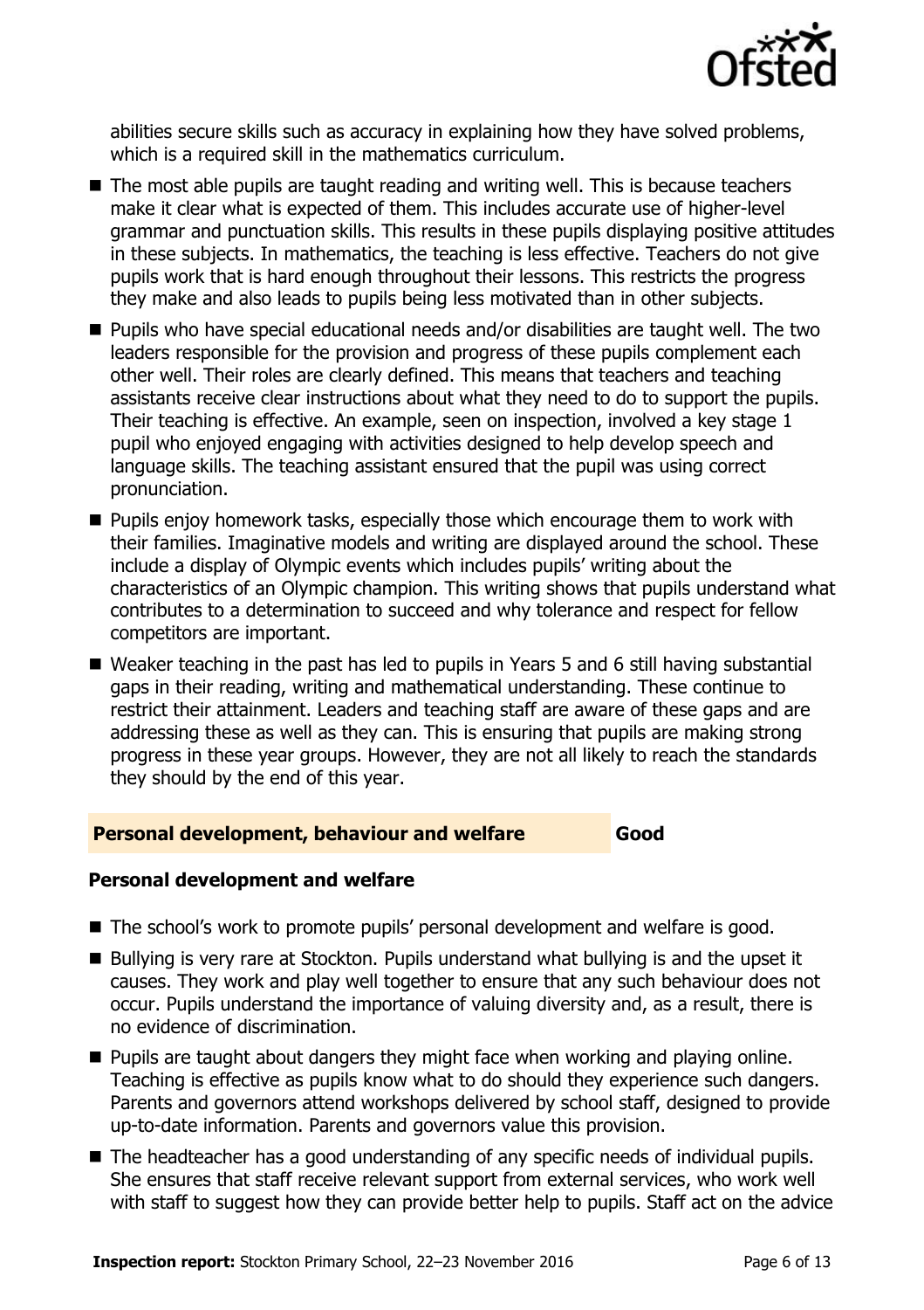abilities secure skills such as accuracy in explaining how they have solved problems, which is a required skill in the mathematics curriculum.

- The most able pupils are taught reading and writing well. This is because teachers make it clear what is expected of them. This includes accurate use of higher-level grammar and punctuation skills. This results in these pupils displaying positive attitudes in these subjects. In mathematics, the teaching is less effective. Teachers do not give pupils work that is hard enough throughout their lessons. This restricts the progress they make and also leads to pupils being less motivated than in other subjects.
- Pupils who have special educational needs and/or disabilities are taught well. The two leaders responsible for the provision and progress of these pupils complement each other well. Their roles are clearly defined. This means that teachers and teaching assistants receive clear instructions about what they need to do to support the pupils. Their teaching is effective. An example, seen on inspection, involved a key stage 1 pupil who enjoyed engaging with activities designed to help develop speech and language skills. The teaching assistant ensured that the pupil was using correct pronunciation.
- Pupils enjoy homework tasks, especially those which encourage them to work with their families. Imaginative models and writing are displayed around the school. These include a display of Olympic events which includes pupils' writing about the characteristics of an Olympic champion. This writing shows that pupils understand what contributes to a determination to succeed and why tolerance and respect for fellow competitors are important.
- Weaker teaching in the past has led to pupils in Years 5 and 6 still having substantial gaps in their reading, writing and mathematical understanding. These continue to restrict their attainment. Leaders and teaching staff are aware of these gaps and are addressing these as well as they can. This is ensuring that pupils are making strong progress in these year groups. However, they are not all likely to reach the standards they should by the end of this year.

## Personal development, behaviour and welfare — Good

### Personal development and welfare

- The school's work to promote pupils' personal development and welfare is good.
- Bullying is very rare at Stockton. Pupils understand what bullying is and the upset it causes. They work and play well together to ensure that any such behaviour does not occur. Pupils understand the importance of valuing diversity and, as a result, there is no evidence of discrimination.
- Pupils are taught about dangers they might face when working and playing online. Teaching is effective as pupils know what to do should they experience such dangers. Parents and governors attend workshops delivered by school staff, designed to provide up-to-date information. Parents and governors value this provision.
- The headteacher has a good understanding of any specific needs of individual pupils. She ensures that staff receive relevant support from external services, who work well with staff to suggest how they can provide better help to pupils. Staff act on the advice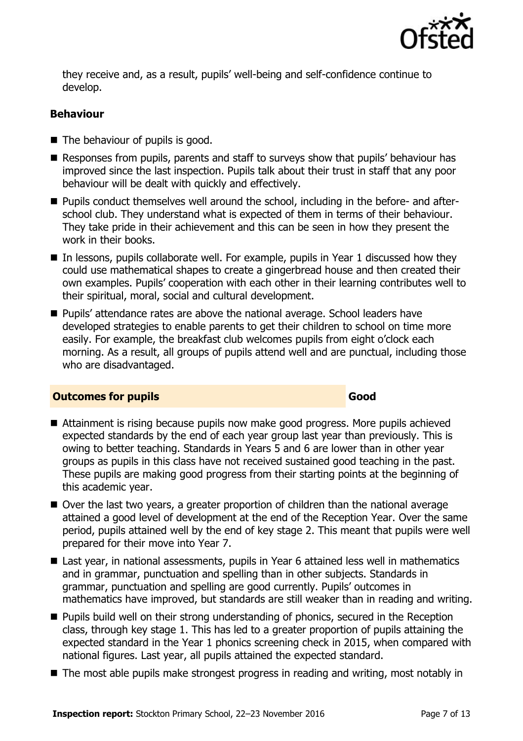they receive and, as a result, pupils' well-being and self-confidence continue to develop.

### Behaviour

- The behaviour of pupils is good.
- Responses from pupils, parents and staff to surveys show that pupils' behaviour has improved since the last inspection. Pupils talk about their trust in staff that any poor behaviour will be dealt with quickly and effectively.
- Pupils conduct themselves well around the school, including in the before- and after-school club. They understand what is expected of them in terms of their behaviour. They take pride in their achievement and this can be seen in how they present the work in their books.
- In lessons, pupils collaborate well. For example, pupils in Year 1 discussed how they could use mathematical shapes to create a gingerbread house and then created their own examples. Pupils' cooperation with each other in their learning contributes well to their spiritual, moral, social and cultural development.
- Pupils' attendance rates are above the national average. School leaders have developed strategies to enable parents to get their children to school on time more easily. For example, the breakfast club welcomes pupils from eight o'clock each morning. As a result, all groups of pupils attend well and are punctual, including those who are disadvantaged.

## Outcomes for pupils — Good

- Attainment is rising because pupils now make good progress. More pupils achieved expected standards by the end of each year group last year than previously. This is owing to better teaching. Standards in Years 5 and 6 are lower than in other year groups as pupils in this class have not received sustained good teaching in the past. These pupils are making good progress from their starting points at the beginning of this academic year.
- Over the last two years, a greater proportion of children than the national average attained a good level of development at the end of the Reception Year. Over the same period, pupils attained well by the end of key stage 2. This meant that pupils were well prepared for their move into Year 7.
- Last year, in national assessments, pupils in Year 6 attained less well in mathematics and in grammar, punctuation and spelling than in other subjects. Standards in grammar, punctuation and spelling are good currently. Pupils' outcomes in mathematics have improved, but standards are still weaker than in reading and writing.
- Pupils build well on their strong understanding of phonics, secured in the Reception class, through key stage 1. This has led to a greater proportion of pupils attaining the expected standard in the Year 1 phonics screening check in 2015, when compared with national figures. Last year, all pupils attained the expected standard.
- The most able pupils make strongest progress in reading and writing, most notably in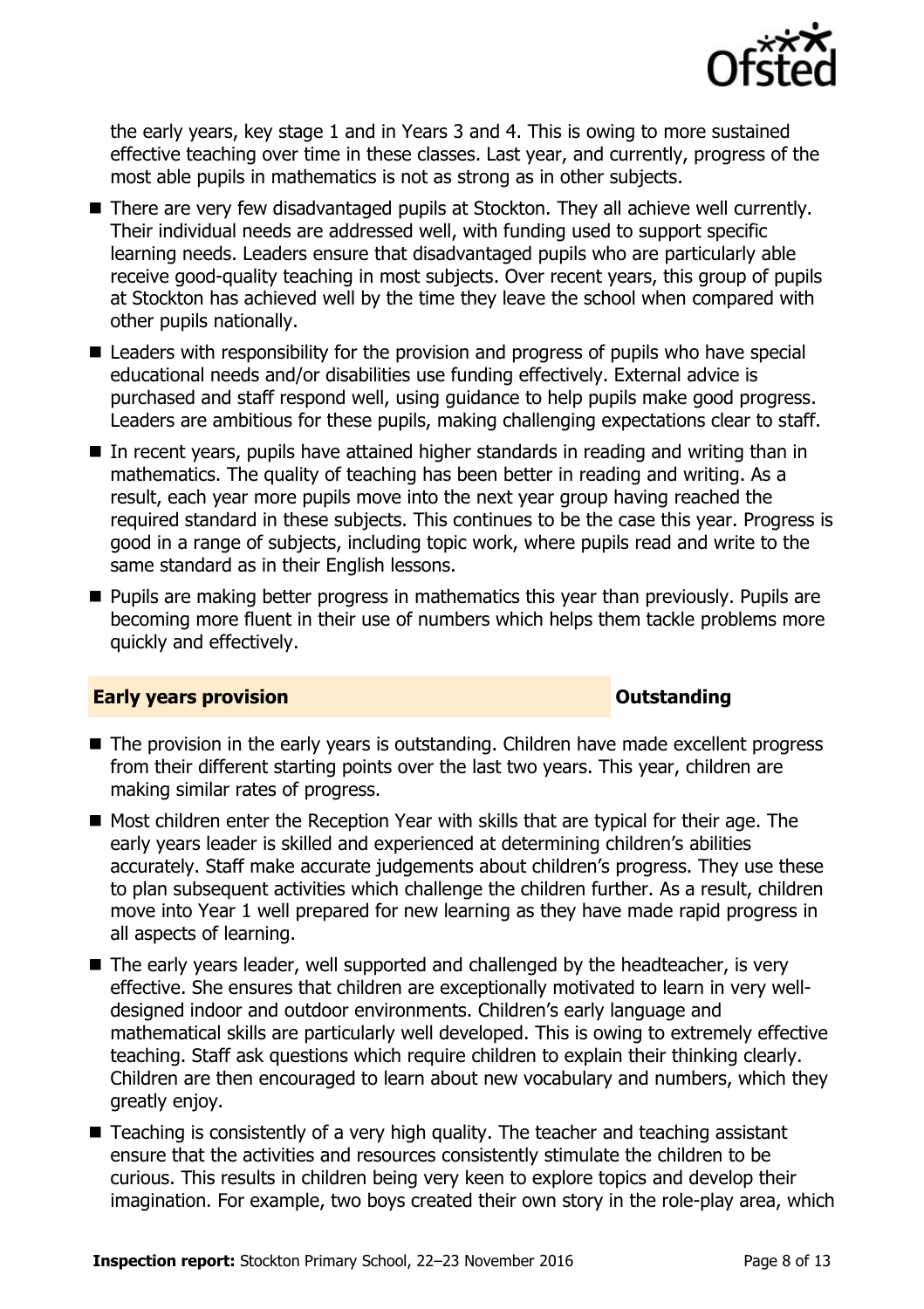the early years, key stage 1 and in Years 3 and 4. This is owing to more sustained effective teaching over time in these classes. Last year, and currently, progress of the most able pupils in mathematics is not as strong as in other subjects.

- There are very few disadvantaged pupils at Stockton. They all achieve well currently. Their individual needs are addressed well, with funding used to support specific learning needs. Leaders ensure that disadvantaged pupils who are particularly able receive good-quality teaching in most subjects. Over recent years, this group of pupils at Stockton has achieved well by the time they leave the school when compared with other pupils nationally.
- Leaders with responsibility for the provision and progress of pupils who have special educational needs and/or disabilities use funding effectively. External advice is purchased and staff respond well, using guidance to help pupils make good progress. Leaders are ambitious for these pupils, making challenging expectations clear to staff.
- In recent years, pupils have attained higher standards in reading and writing than in mathematics. The quality of teaching has been better in reading and writing. As a result, each year more pupils move into the next year group having reached the required standard in these subjects. This continues to be the case this year. Progress is good in a range of subjects, including topic work, where pupils read and write to the same standard as in their English lessons.
- Pupils are making better progress in mathematics this year than previously. Pupils are becoming more fluent in their use of numbers which helps them tackle problems more quickly and effectively.

## Early years provision — Outstanding

- The provision in the early years is outstanding. Children have made excellent progress from their different starting points over the last two years. This year, children are making similar rates of progress.
- Most children enter the Reception Year with skills that are typical for their age. The early years leader is skilled and experienced at determining children's abilities accurately. Staff make accurate judgements about children's progress. They use these to plan subsequent activities which challenge the children further. As a result, children move into Year 1 well prepared for new learning as they have made rapid progress in all aspects of learning.
- The early years leader, well supported and challenged by the headteacher, is very effective. She ensures that children are exceptionally motivated to learn in very well-designed indoor and outdoor environments. Children's early language and mathematical skills are particularly well developed. This is owing to extremely effective teaching. Staff ask questions which require children to explain their thinking clearly. Children are then encouraged to learn about new vocabulary and numbers, which they greatly enjoy.
- Teaching is consistently of a very high quality. The teacher and teaching assistant ensure that the activities and resources consistently stimulate the children to be curious. This results in children being very keen to explore topics and develop their imagination. For example, two boys created their own story in the role-play area, which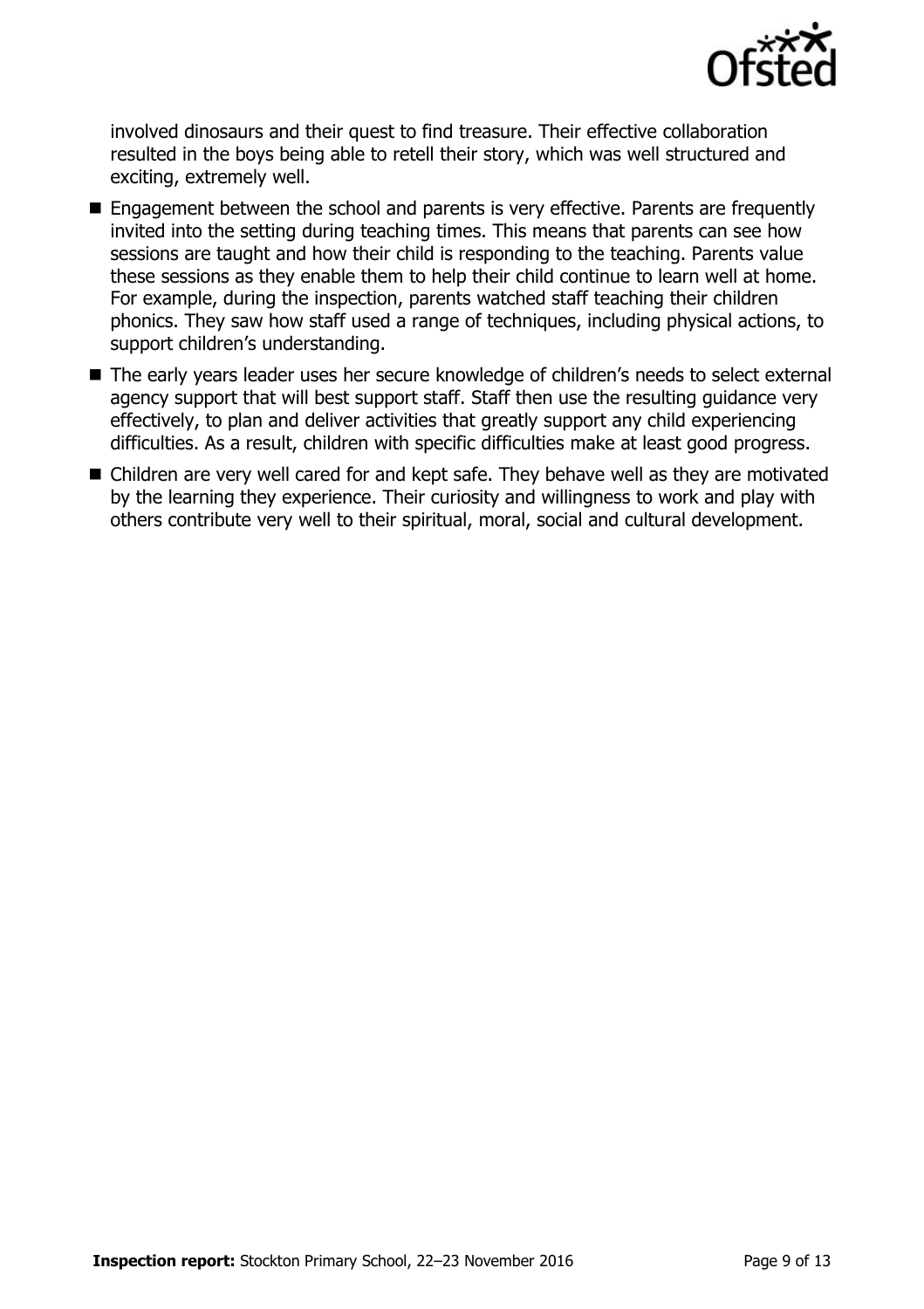involved dinosaurs and their quest to find treasure. Their effective collaboration resulted in the boys being able to retell their story, which was well structured and exciting, extremely well.

- Engagement between the school and parents is very effective. Parents are frequently invited into the setting during teaching times. This means that parents can see how sessions are taught and how their child is responding to the teaching. Parents value these sessions as they enable them to help their child continue to learn well at home. For example, during the inspection, parents watched staff teaching their children phonics. They saw how staff used a range of techniques, including physical actions, to support children's understanding.
- The early years leader uses her secure knowledge of children's needs to select external agency support that will best support staff. Staff then use the resulting guidance very effectively, to plan and deliver activities that greatly support any child experiencing difficulties. As a result, children with specific difficulties make at least good progress.
- Children are very well cared for and kept safe. They behave well as they are motivated by the learning they experience. Their curiosity and willingness to work and play with others contribute very well to their spiritual, moral, social and cultural development.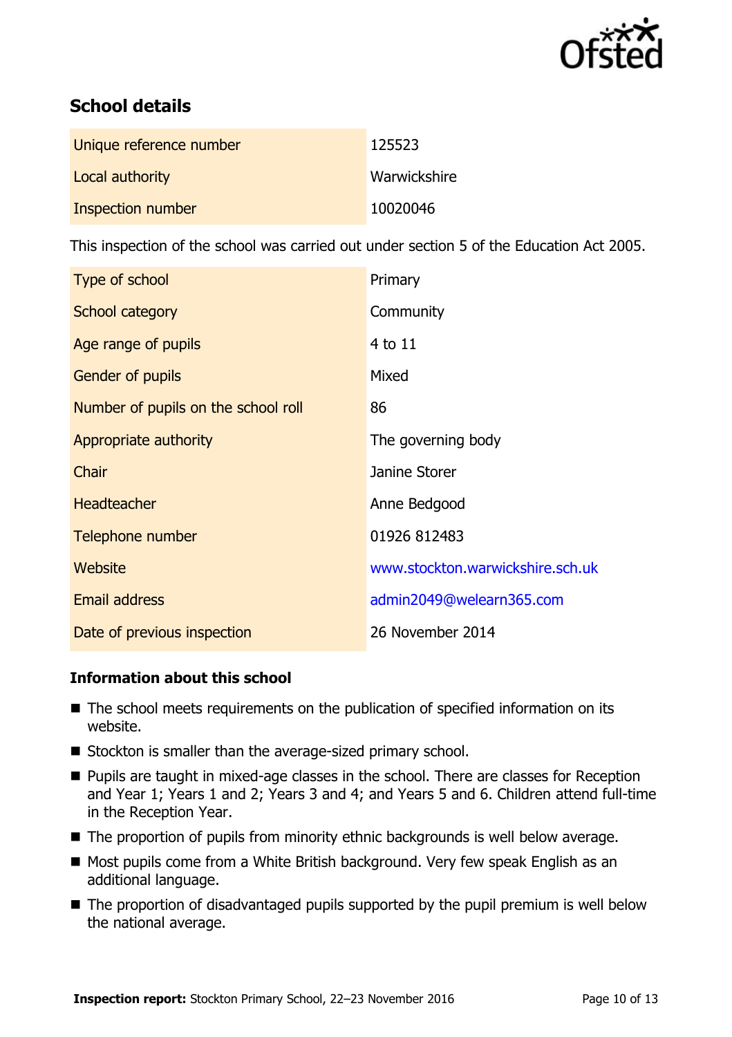## School details

| | |
|---|---|
| Unique reference number | 125523 |
| Local authority | Warwickshire |
| Inspection number | 10020046 |

This inspection of the school was carried out under section 5 of the Education Act 2005.

| | |
|---|---|
| Type of school | Primary |
| School category | Community |
| Age range of pupils | 4 to 11 |
| Gender of pupils | Mixed |
| Number of pupils on the school roll | 86 |
| Appropriate authority | The governing body |
| Chair | Janine Storer |
| Headteacher | Anne Bedgood |
| Telephone number | 01926 812483 |
| Website | www.stockton.warwickshire.sch.uk |
| Email address | admin2049@welearn365.com |
| Date of previous inspection | 26 November 2014 |

### Information about this school

- The school meets requirements on the publication of specified information on its website.
- Stockton is smaller than the average-sized primary school.
- Pupils are taught in mixed-age classes in the school. There are classes for Reception and Year 1; Years 1 and 2; Years 3 and 4; and Years 5 and 6. Children attend full-time in the Reception Year.
- The proportion of pupils from minority ethnic backgrounds is well below average.
- Most pupils come from a White British background. Very few speak English as an additional language.
- The proportion of disadvantaged pupils supported by the pupil premium is well below the national average.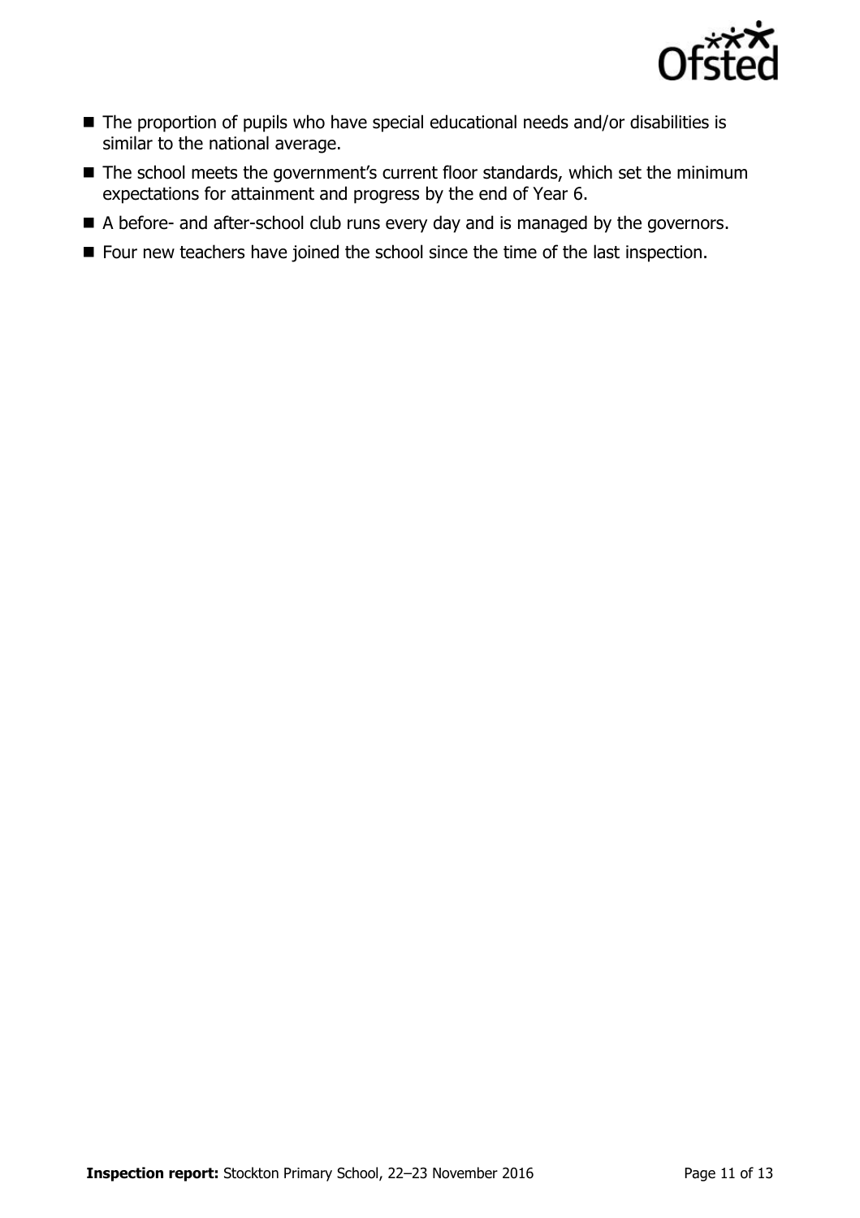- The proportion of pupils who have special educational needs and/or disabilities is similar to the national average.
- The school meets the government's current floor standards, which set the minimum expectations for attainment and progress by the end of Year 6.
- A before- and after-school club runs every day and is managed by the governors.
- Four new teachers have joined the school since the time of the last inspection.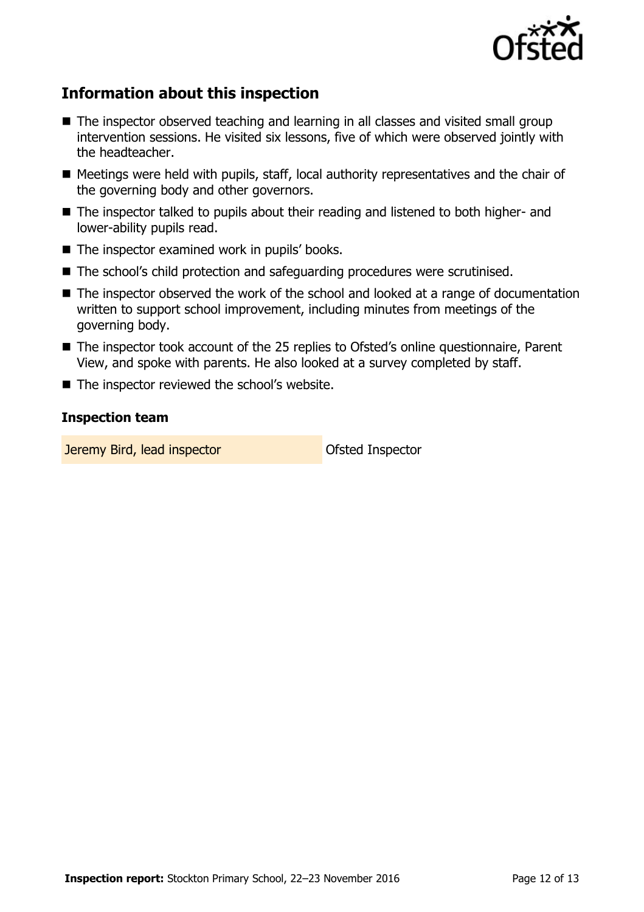## Information about this inspection

- The inspector observed teaching and learning in all classes and visited small group intervention sessions. He visited six lessons, five of which were observed jointly with the headteacher.
- Meetings were held with pupils, staff, local authority representatives and the chair of the governing body and other governors.
- The inspector talked to pupils about their reading and listened to both higher- and lower-ability pupils read.
- The inspector examined work in pupils' books.
- The school's child protection and safeguarding procedures were scrutinised.
- The inspector observed the work of the school and looked at a range of documentation written to support school improvement, including minutes from meetings of the governing body.
- The inspector took account of the 25 replies to Ofsted's online questionnaire, Parent View, and spoke with parents. He also looked at a survey completed by staff.
- The inspector reviewed the school's website.

### Inspection team

| | |
|---|---|
| Jeremy Bird, lead inspector | Ofsted Inspector |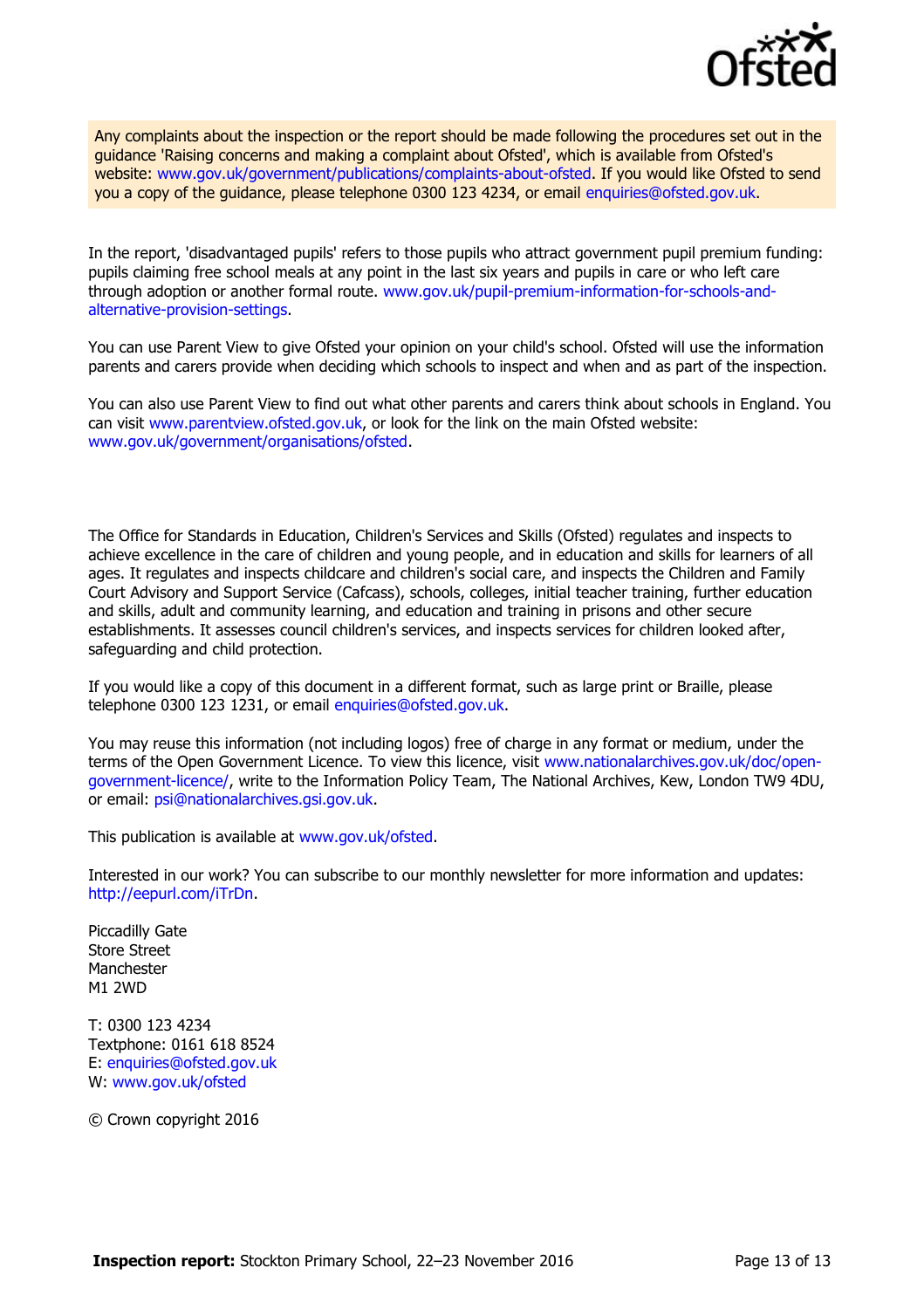Any complaints about the inspection or the report should be made following the procedures set out in the guidance 'Raising concerns and making a complaint about Ofsted', which is available from Ofsted's website: www.gov.uk/government/publications/complaints-about-ofsted. If you would like Ofsted to send you a copy of the guidance, please telephone 0300 123 4234, or email enquiries@ofsted.gov.uk.

In the report, 'disadvantaged pupils' refers to those pupils who attract government pupil premium funding: pupils claiming free school meals at any point in the last six years and pupils in care or who left care through adoption or another formal route. www.gov.uk/pupil-premium-information-for-schools-and-alternative-provision-settings.

You can use Parent View to give Ofsted your opinion on your child's school. Ofsted will use the information parents and carers provide when deciding which schools to inspect and when and as part of the inspection.

You can also use Parent View to find out what other parents and carers think about schools in England. You can visit www.parentview.ofsted.gov.uk, or look for the link on the main Ofsted website: www.gov.uk/government/organisations/ofsted.

The Office for Standards in Education, Children's Services and Skills (Ofsted) regulates and inspects to achieve excellence in the care of children and young people, and in education and skills for learners of all ages. It regulates and inspects childcare and children's social care, and inspects the Children and Family Court Advisory and Support Service (Cafcass), schools, colleges, initial teacher training, further education and skills, adult and community learning, and education and training in prisons and other secure establishments. It assesses council children's services, and inspects services for children looked after, safeguarding and child protection.

If you would like a copy of this document in a different format, such as large print or Braille, please telephone 0300 123 1231, or email enquiries@ofsted.gov.uk.

You may reuse this information (not including logos) free of charge in any format or medium, under the terms of the Open Government Licence. To view this licence, visit www.nationalarchives.gov.uk/doc/open-government-licence/, write to the Information Policy Team, The National Archives, Kew, London TW9 4DU, or email: psi@nationalarchives.gsi.gov.uk.

This publication is available at www.gov.uk/ofsted.

Interested in our work? You can subscribe to our monthly newsletter for more information and updates: http://eepurl.com/iTrDn.

Piccadilly Gate
Store Street
Manchester
M1 2WD

T: 0300 123 4234
Textphone: 0161 618 8524
E: enquiries@ofsted.gov.uk
W: www.gov.uk/ofsted

© Crown copyright 2016